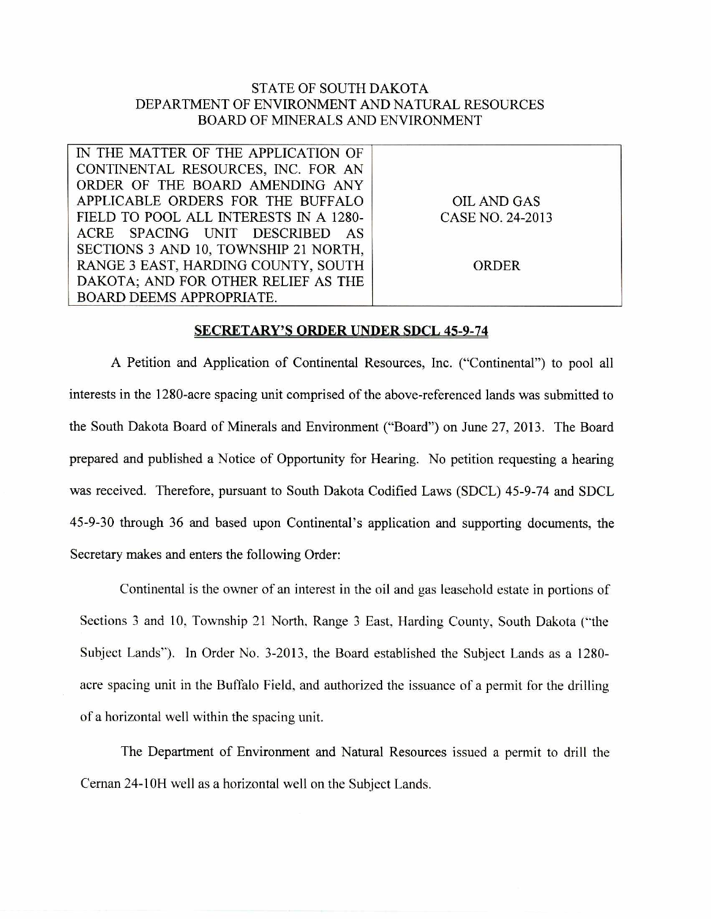STATE OF SOUTH DAKOTA
DEPARTMENT OF ENVIRONMENT AND NATURAL RESOURCES
BOARD OF MINERALS AND ENVIRONMENT

| IN THE MATTER OF THE APPLICATION OF CONTINENTAL RESOURCES, INC. FOR AN ORDER OF THE BOARD AMENDING ANY APPLICABLE ORDERS FOR THE BUFFALO FIELD TO POOL ALL INTERESTS IN A 1280-ACRE SPACING UNIT DESCRIBED AS SECTIONS 3 AND 10, TOWNSHIP 21 NORTH, RANGE 3 EAST, HARDING COUNTY, SOUTH DAKOTA; AND FOR OTHER RELIEF AS THE BOARD DEEMS APPROPRIATE. | OIL AND GAS CASE NO. 24-2013<br><br>ORDER |
|---|---|

**SECRETARY'S ORDER UNDER SDCL 45-9-74**

A Petition and Application of Continental Resources, Inc. ("Continental") to pool all interests in the 1280-acre spacing unit comprised of the above-referenced lands was submitted to the South Dakota Board of Minerals and Environment ("Board") on June 27, 2013. The Board prepared and published a Notice of Opportunity for Hearing. No petition requesting a hearing was received. Therefore, pursuant to South Dakota Codified Laws (SDCL) 45-9-74 and SDCL 45-9-30 through 36 and based upon Continental's application and supporting documents, the Secretary makes and enters the following Order:

Continental is the owner of an interest in the oil and gas leasehold estate in portions of Sections 3 and 10, Township 21 North, Range 3 East, Harding County, South Dakota ("the Subject Lands"). In Order No. 3-2013, the Board established the Subject Lands as a 1280-acre spacing unit in the Buffalo Field, and authorized the issuance of a permit for the drilling of a horizontal well within the spacing unit.

The Department of Environment and Natural Resources issued a permit to drill the Cernan 24-10H well as a horizontal well on the Subject Lands.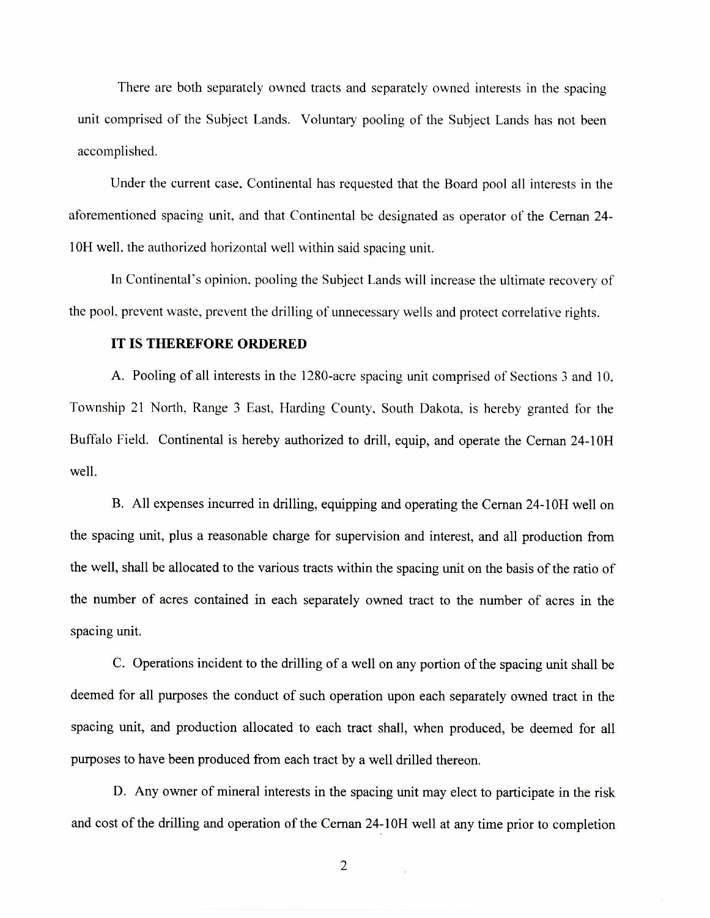There are both separately owned tracts and separately owned interests in the spacing unit comprised of the Subject Lands. Voluntary pooling of the Subject Lands has not been accomplished.

Under the current case, Continental has requested that the Board pool all interests in the aforementioned spacing unit, and that Continental be designated as operator of the Cernan 24-10H well, the authorized horizontal well within said spacing unit.

In Continental's opinion, pooling the Subject Lands will increase the ultimate recovery of the pool, prevent waste, prevent the drilling of unnecessary wells and protect correlative rights.

**IT IS THEREFORE ORDERED**

A. Pooling of all interests in the 1280-acre spacing unit comprised of Sections 3 and 10, Township 21 North, Range 3 East, Harding County, South Dakota, is hereby granted for the Buffalo Field. Continental is hereby authorized to drill, equip, and operate the Cernan 24-10H well.

B. All expenses incurred in drilling, equipping and operating the Cernan 24-10H well on the spacing unit, plus a reasonable charge for supervision and interest, and all production from the well, shall be allocated to the various tracts within the spacing unit on the basis of the ratio of the number of acres contained in each separately owned tract to the number of acres in the spacing unit.

C. Operations incident to the drilling of a well on any portion of the spacing unit shall be deemed for all purposes the conduct of such operation upon each separately owned tract in the spacing unit, and production allocated to each tract shall, when produced, be deemed for all purposes to have been produced from each tract by a well drilled thereon.

D. Any owner of mineral interests in the spacing unit may elect to participate in the risk and cost of the drilling and operation of the Cernan 24-10H well at any time prior to completion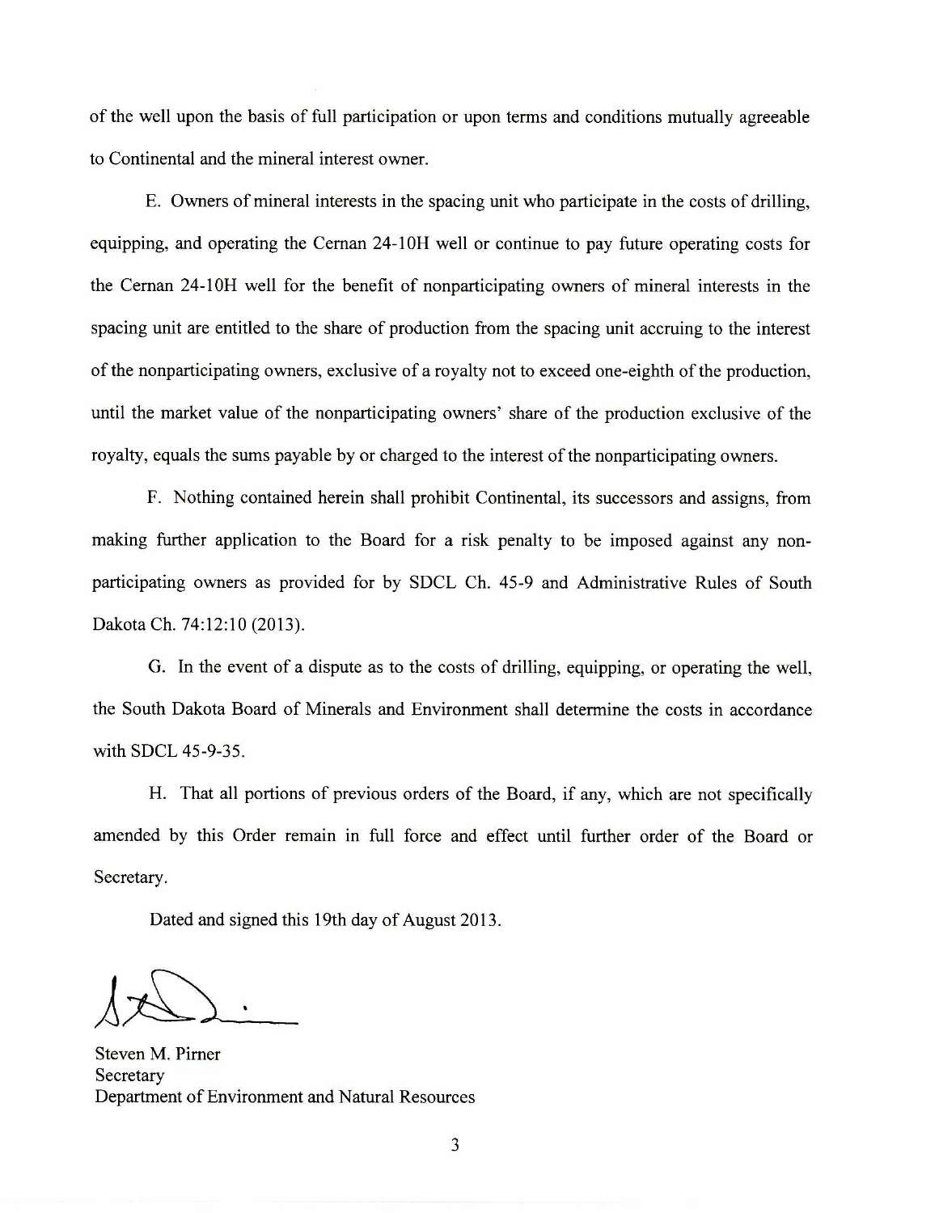of the well upon the basis of full participation or upon terms and conditions mutually agreeable to Continental and the mineral interest owner.

E. Owners of mineral interests in the spacing unit who participate in the costs of drilling, equipping, and operating the Cernan 24-10H well or continue to pay future operating costs for the Cernan 24-10H well for the benefit of nonparticipating owners of mineral interests in the spacing unit are entitled to the share of production from the spacing unit accruing to the interest of the nonparticipating owners, exclusive of a royalty not to exceed one-eighth of the production, until the market value of the nonparticipating owners' share of the production exclusive of the royalty, equals the sums payable by or charged to the interest of the nonparticipating owners.

F. Nothing contained herein shall prohibit Continental, its successors and assigns, from making further application to the Board for a risk penalty to be imposed against any non-participating owners as provided for by SDCL Ch. 45-9 and Administrative Rules of South Dakota Ch. 74:12:10 (2013).

G. In the event of a dispute as to the costs of drilling, equipping, or operating the well, the South Dakota Board of Minerals and Environment shall determine the costs in accordance with SDCL 45-9-35.

H. That all portions of previous orders of the Board, if any, which are not specifically amended by this Order remain in full force and effect until further order of the Board or Secretary.

Dated and signed this 19th day of August 2013.

Steven M. Pirner
Secretary
Department of Environment and Natural Resources